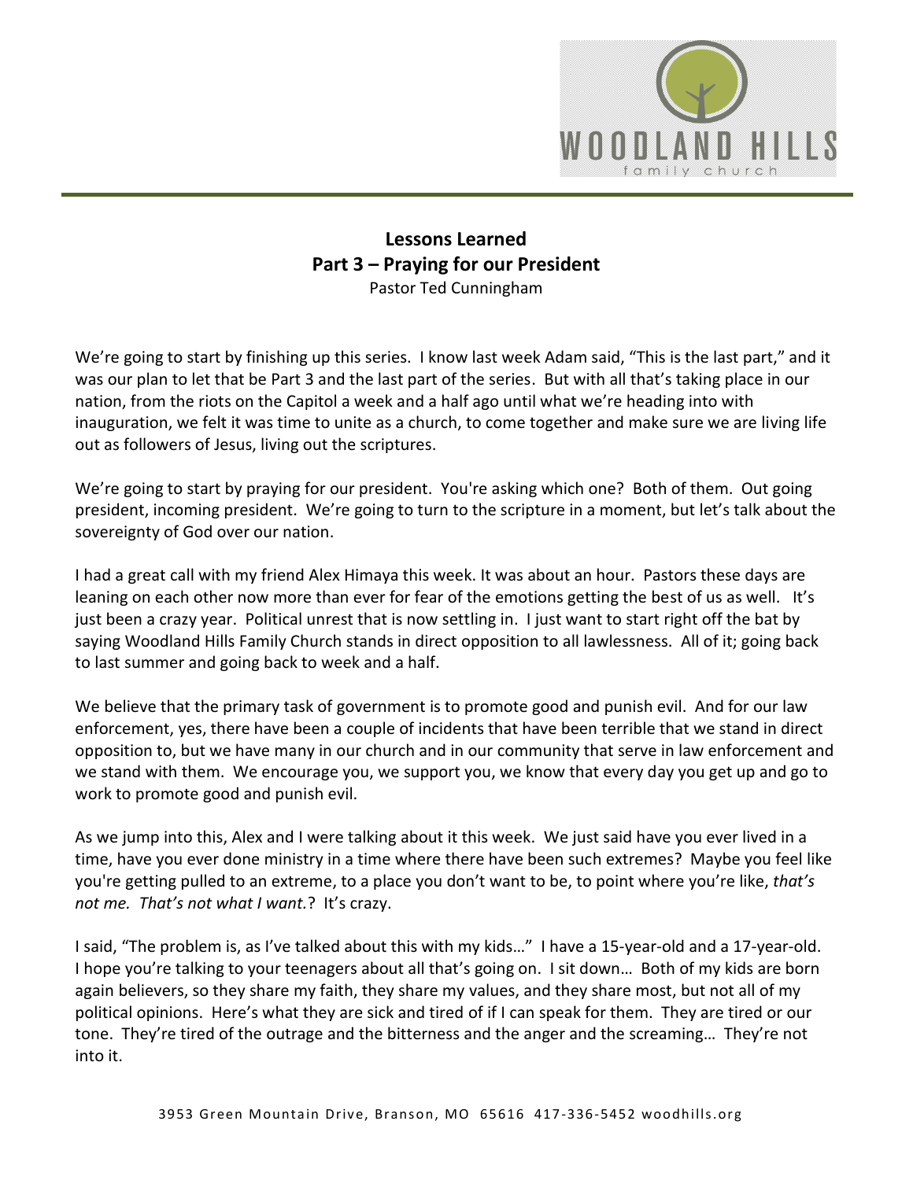**Lessons Learned**
**Part 3 – Praying for our President**
Pastor Ted Cunningham

We're going to start by finishing up this series. I know last week Adam said, "This is the last part," and it was our plan to let that be Part 3 and the last part of the series. But with all that's taking place in our nation, from the riots on the Capitol a week and a half ago until what we're heading into with inauguration, we felt it was time to unite as a church, to come together and make sure we are living life out as followers of Jesus, living out the scriptures.

We're going to start by praying for our president. You're asking which one? Both of them. Out going president, incoming president. We're going to turn to the scripture in a moment, but let's talk about the sovereignty of God over our nation.

I had a great call with my friend Alex Himaya this week. It was about an hour. Pastors these days are leaning on each other now more than ever for fear of the emotions getting the best of us as well. It's just been a crazy year. Political unrest that is now settling in. I just want to start right off the bat by saying Woodland Hills Family Church stands in direct opposition to all lawlessness. All of it; going back to last summer and going back to week and a half.

We believe that the primary task of government is to promote good and punish evil. And for our law enforcement, yes, there have been a couple of incidents that have been terrible that we stand in direct opposition to, but we have many in our church and in our community that serve in law enforcement and we stand with them. We encourage you, we support you, we know that every day you get up and go to work to promote good and punish evil.

As we jump into this, Alex and I were talking about it this week. We just said have you ever lived in a time, have you ever done ministry in a time where there have been such extremes? Maybe you feel like you're getting pulled to an extreme, to a place you don't want to be, to point where you're like, *that's not me. That's not what I want.*? It's crazy.

I said, "The problem is, as I've talked about this with my kids…" I have a 15-year-old and a 17-year-old. I hope you're talking to your teenagers about all that's going on. I sit down… Both of my kids are born again believers, so they share my faith, they share my values, and they share most, but not all of my political opinions. Here's what they are sick and tired of if I can speak for them. They are tired or our tone. They're tired of the outrage and the bitterness and the anger and the screaming… They're not into it.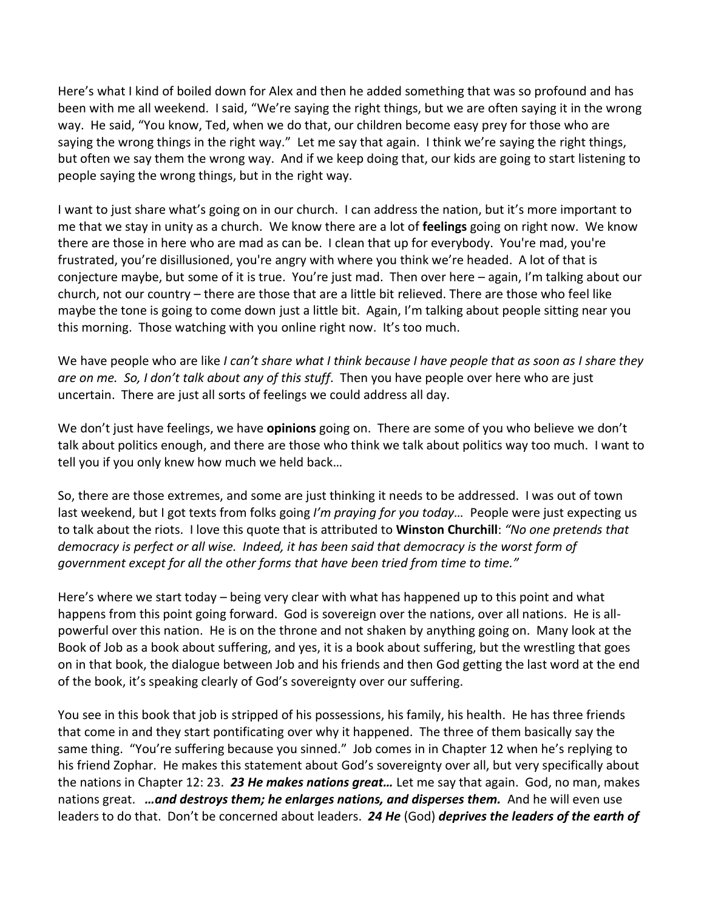Here's what I kind of boiled down for Alex and then he added something that was so profound and has been with me all weekend. I said, "We're saying the right things, but we are often saying it in the wrong way. He said, "You know, Ted, when we do that, our children become easy prey for those who are saying the wrong things in the right way." Let me say that again. I think we're saying the right things, but often we say them the wrong way. And if we keep doing that, our kids are going to start listening to people saying the wrong things, but in the right way.

I want to just share what's going on in our church. I can address the nation, but it's more important to me that we stay in unity as a church. We know there are a lot of **feelings** going on right now. We know there are those in here who are mad as can be. I clean that up for everybody. You're mad, you're frustrated, you're disillusioned, you're angry with where you think we're headed. A lot of that is conjecture maybe, but some of it is true. You're just mad. Then over here – again, I'm talking about our church, not our country – there are those that are a little bit relieved. There are those who feel like maybe the tone is going to come down just a little bit. Again, I'm talking about people sitting near you this morning. Those watching with you online right now. It's too much.

We have people who are like *I can't share what I think because I have people that as soon as I share they are on me. So, I don't talk about any of this stuff*. Then you have people over here who are just uncertain. There are just all sorts of feelings we could address all day.

We don't just have feelings, we have **opinions** going on. There are some of you who believe we don't talk about politics enough, and there are those who think we talk about politics way too much. I want to tell you if you only knew how much we held back…

So, there are those extremes, and some are just thinking it needs to be addressed. I was out of town last weekend, but I got texts from folks going *I'm praying for you today…* People were just expecting us to talk about the riots. I love this quote that is attributed to **Winston Churchill**: *"No one pretends that democracy is perfect or all wise. Indeed, it has been said that democracy is the worst form of government except for all the other forms that have been tried from time to time."*

Here's where we start today – being very clear with what has happened up to this point and what happens from this point going forward. God is sovereign over the nations, over all nations. He is all-powerful over this nation. He is on the throne and not shaken by anything going on. Many look at the Book of Job as a book about suffering, and yes, it is a book about suffering, but the wrestling that goes on in that book, the dialogue between Job and his friends and then God getting the last word at the end of the book, it's speaking clearly of God's sovereignty over our suffering.

You see in this book that job is stripped of his possessions, his family, his health. He has three friends that come in and they start pontificating over why it happened. The three of them basically say the same thing. "You're suffering because you sinned." Job comes in in Chapter 12 when he's replying to his friend Zophar. He makes this statement about God's sovereignty over all, but very specifically about the nations in Chapter 12: 23. ***23 He makes nations great…*** Let me say that again. God, no man, makes nations great. ***…and destroys them; he enlarges nations, and disperses them.*** And he will even use leaders to do that. Don't be concerned about leaders. ***24 He*** (God) ***deprives the leaders of the earth of***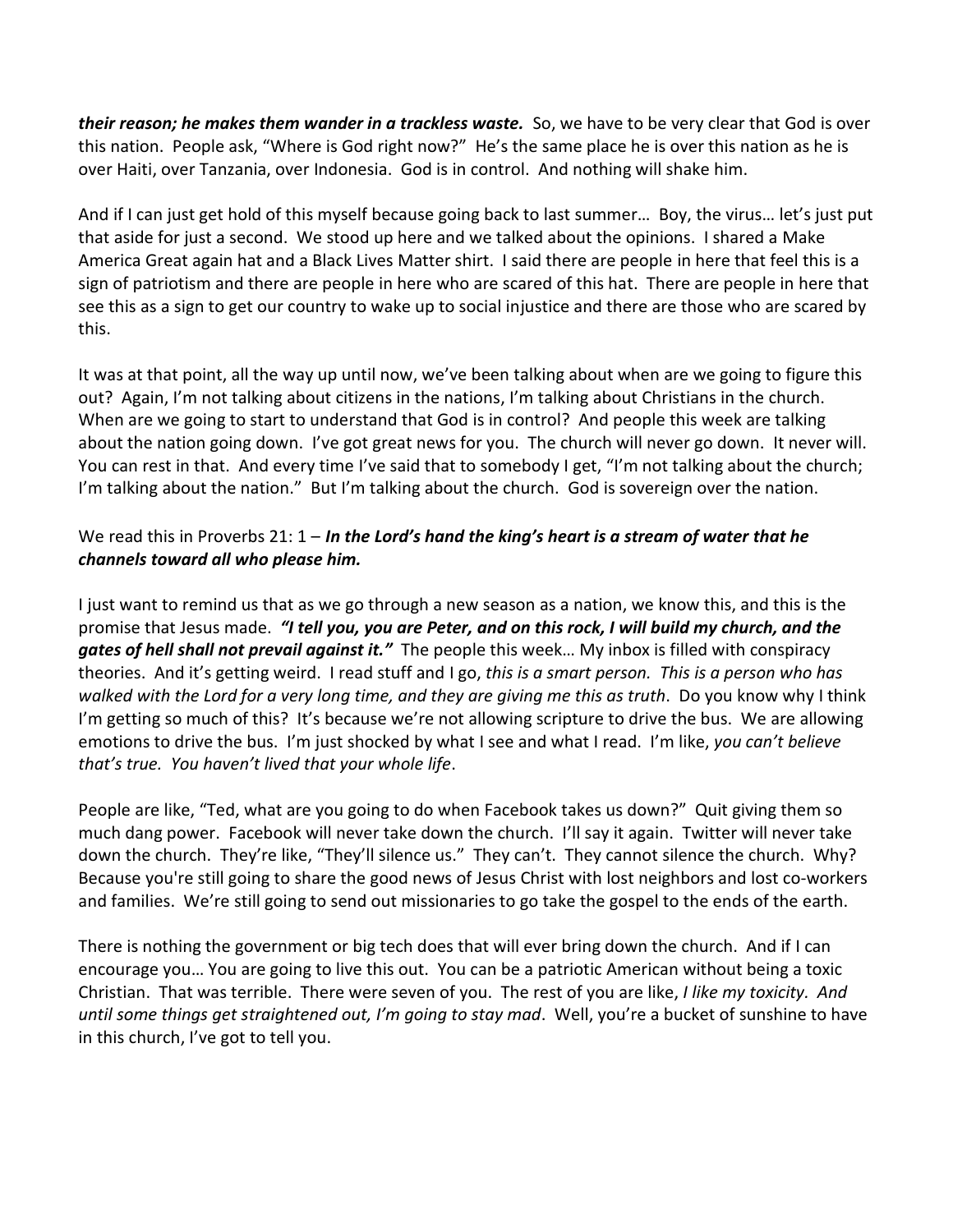***their reason; he makes them wander in a trackless waste.*** So, we have to be very clear that God is over this nation. People ask, "Where is God right now?" He's the same place he is over this nation as he is over Haiti, over Tanzania, over Indonesia. God is in control. And nothing will shake him.

And if I can just get hold of this myself because going back to last summer… Boy, the virus… let's just put that aside for just a second. We stood up here and we talked about the opinions. I shared a Make America Great again hat and a Black Lives Matter shirt. I said there are people in here that feel this is a sign of patriotism and there are people in here who are scared of this hat. There are people in here that see this as a sign to get our country to wake up to social injustice and there are those who are scared by this.

It was at that point, all the way up until now, we've been talking about when are we going to figure this out? Again, I'm not talking about citizens in the nations, I'm talking about Christians in the church. When are we going to start to understand that God is in control? And people this week are talking about the nation going down. I've got great news for you. The church will never go down. It never will. You can rest in that. And every time I've said that to somebody I get, "I'm not talking about the church; I'm talking about the nation." But I'm talking about the church. God is sovereign over the nation.

We read this in Proverbs 21: 1 – ***In the Lord's hand the king's heart is a stream of water that he channels toward all who please him.***

I just want to remind us that as we go through a new season as a nation, we know this, and this is the promise that Jesus made. ***"I tell you, you are Peter, and on this rock, I will build my church, and the gates of hell shall not prevail against it."*** The people this week… My inbox is filled with conspiracy theories. And it's getting weird. I read stuff and I go, *this is a smart person. This is a person who has walked with the Lord for a very long time, and they are giving me this as truth*. Do you know why I think I'm getting so much of this? It's because we're not allowing scripture to drive the bus. We are allowing emotions to drive the bus. I'm just shocked by what I see and what I read. I'm like, *you can't believe that's true. You haven't lived that your whole life*.

People are like, "Ted, what are you going to do when Facebook takes us down?" Quit giving them so much dang power. Facebook will never take down the church. I'll say it again. Twitter will never take down the church. They're like, "They'll silence us." They can't. They cannot silence the church. Why? Because you're still going to share the good news of Jesus Christ with lost neighbors and lost co-workers and families. We're still going to send out missionaries to go take the gospel to the ends of the earth.

There is nothing the government or big tech does that will ever bring down the church. And if I can encourage you… You are going to live this out. You can be a patriotic American without being a toxic Christian. That was terrible. There were seven of you. The rest of you are like, *I like my toxicity. And until some things get straightened out, I'm going to stay mad*. Well, you're a bucket of sunshine to have in this church, I've got to tell you.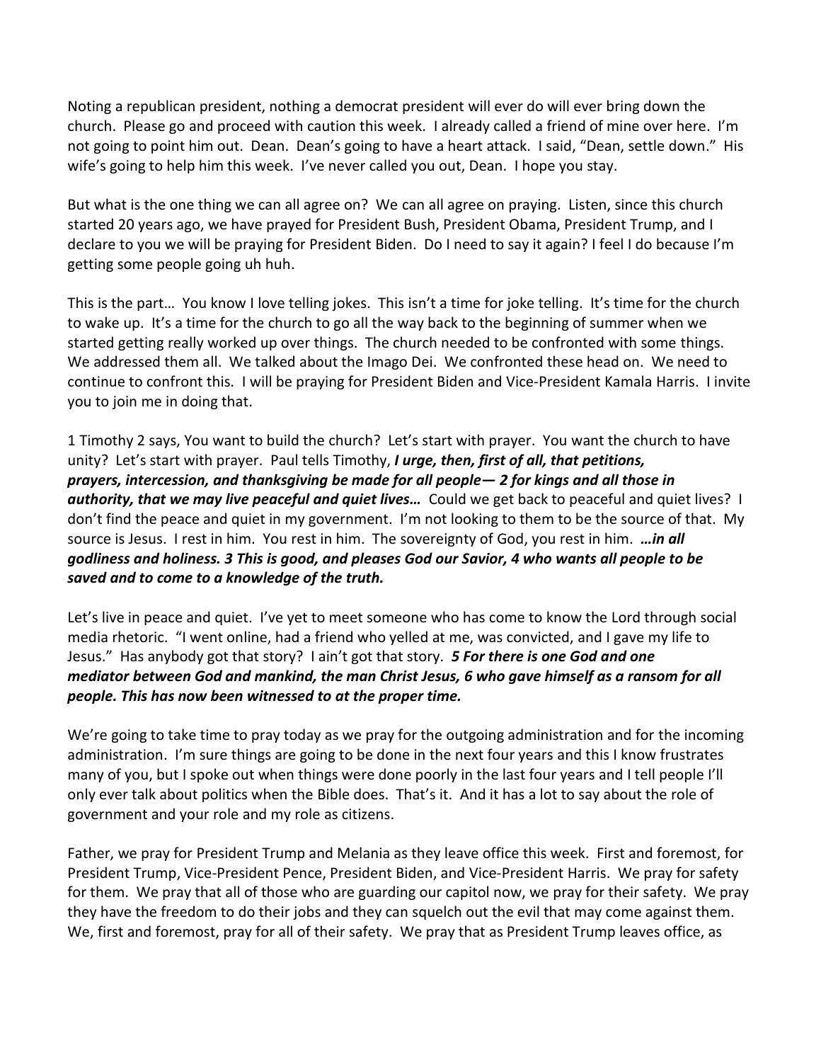Noting a republican president, nothing a democrat president will ever do will ever bring down the church. Please go and proceed with caution this week. I already called a friend of mine over here. I'm not going to point him out. Dean. Dean's going to have a heart attack. I said, "Dean, settle down." His wife's going to help him this week. I've never called you out, Dean. I hope you stay.

But what is the one thing we can all agree on? We can all agree on praying. Listen, since this church started 20 years ago, we have prayed for President Bush, President Obama, President Trump, and I declare to you we will be praying for President Biden. Do I need to say it again? I feel I do because I'm getting some people going uh huh.

This is the part… You know I love telling jokes. This isn't a time for joke telling. It's time for the church to wake up. It's a time for the church to go all the way back to the beginning of summer when we started getting really worked up over things. The church needed to be confronted with some things. We addressed them all. We talked about the Imago Dei. We confronted these head on. We need to continue to confront this. I will be praying for President Biden and Vice-President Kamala Harris. I invite you to join me in doing that.

1 Timothy 2 says, You want to build the church? Let's start with prayer. You want the church to have unity? Let's start with prayer. Paul tells Timothy, ***I urge, then, first of all, that petitions, prayers, intercession, and thanksgiving be made for all people— 2 for kings and all those in authority, that we may live peaceful and quiet lives…*** Could we get back to peaceful and quiet lives? I don't find the peace and quiet in my government. I'm not looking to them to be the source of that. My source is Jesus. I rest in him. You rest in him. The sovereignty of God, you rest in him. ***…in all godliness and holiness. 3 This is good, and pleases God our Savior, 4 who wants all people to be saved and to come to a knowledge of the truth.***

Let's live in peace and quiet. I've yet to meet someone who has come to know the Lord through social media rhetoric. "I went online, had a friend who yelled at me, was convicted, and I gave my life to Jesus." Has anybody got that story? I ain't got that story. ***5 For there is one God and one mediator between God and mankind, the man Christ Jesus, 6 who gave himself as a ransom for all people. This has now been witnessed to at the proper time.***

We're going to take time to pray today as we pray for the outgoing administration and for the incoming administration. I'm sure things are going to be done in the next four years and this I know frustrates many of you, but I spoke out when things were done poorly in the last four years and I tell people I'll only ever talk about politics when the Bible does. That's it. And it has a lot to say about the role of government and your role and my role as citizens.

Father, we pray for President Trump and Melania as they leave office this week. First and foremost, for President Trump, Vice-President Pence, President Biden, and Vice-President Harris. We pray for safety for them. We pray that all of those who are guarding our capitol now, we pray for their safety. We pray they have the freedom to do their jobs and they can squelch out the evil that may come against them. We, first and foremost, pray for all of their safety. We pray that as President Trump leaves office, as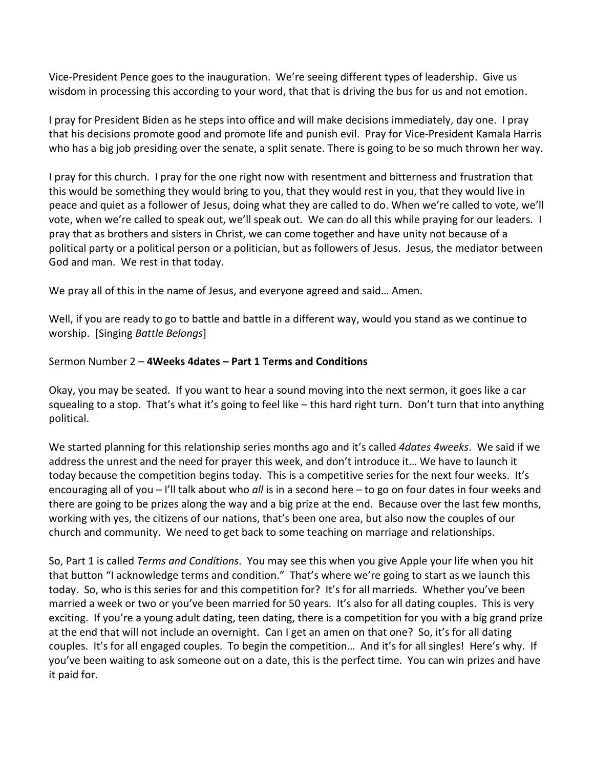Vice-President Pence goes to the inauguration. We're seeing different types of leadership. Give us wisdom in processing this according to your word, that that is driving the bus for us and not emotion.

I pray for President Biden as he steps into office and will make decisions immediately, day one. I pray that his decisions promote good and promote life and punish evil. Pray for Vice-President Kamala Harris who has a big job presiding over the senate, a split senate. There is going to be so much thrown her way.

I pray for this church. I pray for the one right now with resentment and bitterness and frustration that this would be something they would bring to you, that they would rest in you, that they would live in peace and quiet as a follower of Jesus, doing what they are called to do. When we're called to vote, we'll vote, when we're called to speak out, we'll speak out. We can do all this while praying for our leaders. I pray that as brothers and sisters in Christ, we can come together and have unity not because of a political party or a political person or a politician, but as followers of Jesus. Jesus, the mediator between God and man. We rest in that today.

We pray all of this in the name of Jesus, and everyone agreed and said… Amen.

Well, if you are ready to go to battle and battle in a different way, would you stand as we continue to worship. [Singing *Battle Belongs*]

Sermon Number 2 – **4Weeks 4dates – Part 1 Terms and Conditions**

Okay, you may be seated. If you want to hear a sound moving into the next sermon, it goes like a car squealing to a stop. That's what it's going to feel like – this hard right turn. Don't turn that into anything political.

We started planning for this relationship series months ago and it's called *4dates 4weeks*. We said if we address the unrest and the need for prayer this week, and don't introduce it… We have to launch it today because the competition begins today. This is a competitive series for the next four weeks. It's encouraging all of you – I'll talk about who *all* is in a second here – to go on four dates in four weeks and there are going to be prizes along the way and a big prize at the end. Because over the last few months, working with yes, the citizens of our nations, that's been one area, but also now the couples of our church and community. We need to get back to some teaching on marriage and relationships.

So, Part 1 is called *Terms and Conditions*. You may see this when you give Apple your life when you hit that button "I acknowledge terms and condition." That's where we're going to start as we launch this today. So, who is this series for and this competition for? It's for all marrieds. Whether you've been married a week or two or you've been married for 50 years. It's also for all dating couples. This is very exciting. If you're a young adult dating, teen dating, there is a competition for you with a big grand prize at the end that will not include an overnight. Can I get an amen on that one? So, it's for all dating couples. It's for all engaged couples. To begin the competition… And it's for all singles! Here's why. If you've been waiting to ask someone out on a date, this is the perfect time. You can win prizes and have it paid for.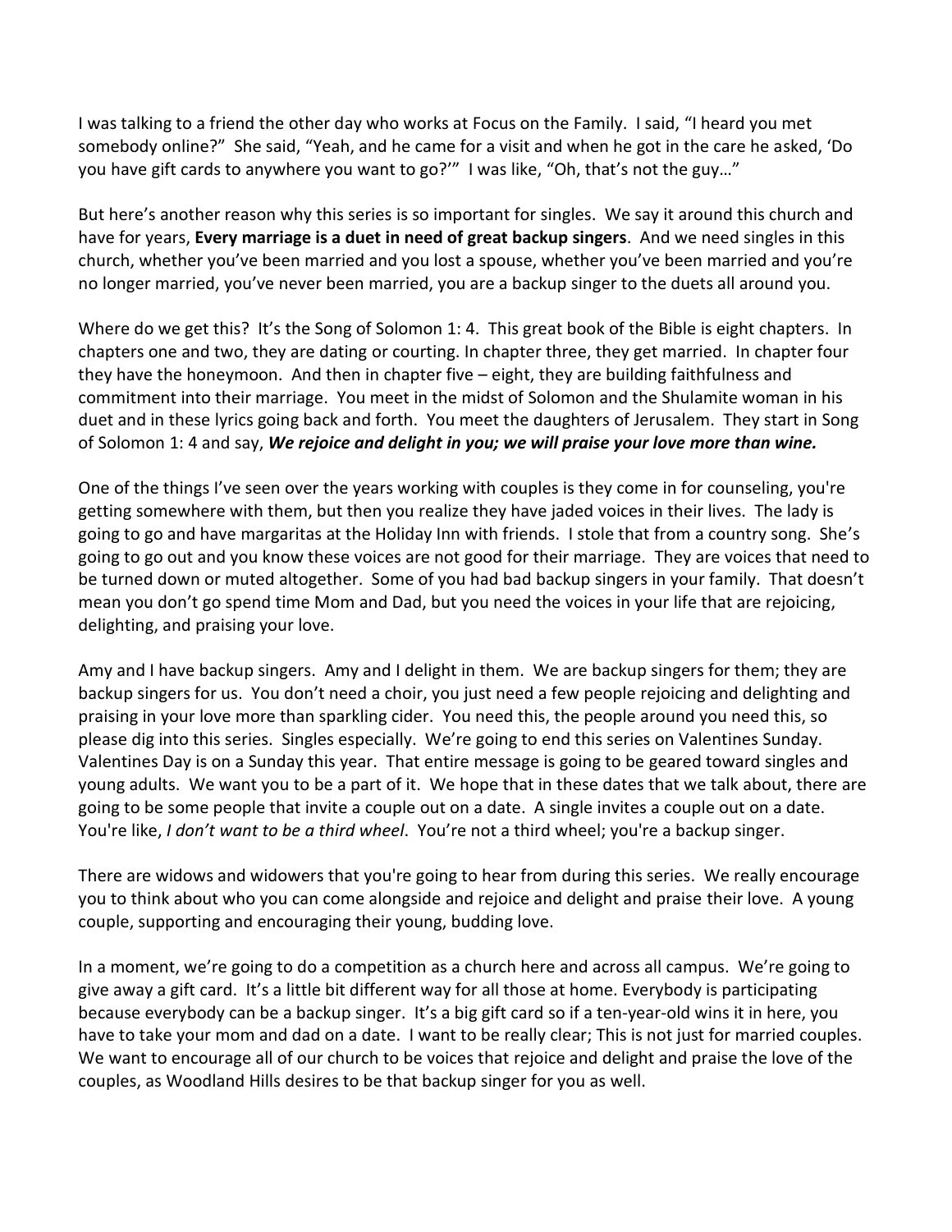I was talking to a friend the other day who works at Focus on the Family. I said, "I heard you met somebody online?" She said, "Yeah, and he came for a visit and when he got in the care he asked, 'Do you have gift cards to anywhere you want to go?'" I was like, "Oh, that's not the guy…"

But here's another reason why this series is so important for singles. We say it around this church and have for years, **Every marriage is a duet in need of great backup singers**. And we need singles in this church, whether you've been married and you lost a spouse, whether you've been married and you're no longer married, you've never been married, you are a backup singer to the duets all around you.

Where do we get this? It's the Song of Solomon 1: 4. This great book of the Bible is eight chapters. In chapters one and two, they are dating or courting. In chapter three, they get married. In chapter four they have the honeymoon. And then in chapter five – eight, they are building faithfulness and commitment into their marriage. You meet in the midst of Solomon and the Shulamite woman in his duet and in these lyrics going back and forth. You meet the daughters of Jerusalem. They start in Song of Solomon 1: 4 and say, ***We rejoice and delight in you; we will praise your love more than wine.***

One of the things I've seen over the years working with couples is they come in for counseling, you're getting somewhere with them, but then you realize they have jaded voices in their lives. The lady is going to go and have margaritas at the Holiday Inn with friends. I stole that from a country song. She's going to go out and you know these voices are not good for their marriage. They are voices that need to be turned down or muted altogether. Some of you had bad backup singers in your family. That doesn't mean you don't go spend time Mom and Dad, but you need the voices in your life that are rejoicing, delighting, and praising your love.

Amy and I have backup singers. Amy and I delight in them. We are backup singers for them; they are backup singers for us. You don't need a choir, you just need a few people rejoicing and delighting and praising in your love more than sparkling cider. You need this, the people around you need this, so please dig into this series. Singles especially. We're going to end this series on Valentines Sunday. Valentines Day is on a Sunday this year. That entire message is going to be geared toward singles and young adults. We want you to be a part of it. We hope that in these dates that we talk about, there are going to be some people that invite a couple out on a date. A single invites a couple out on a date. You're like, *I don't want to be a third wheel*. You're not a third wheel; you're a backup singer.

There are widows and widowers that you're going to hear from during this series. We really encourage you to think about who you can come alongside and rejoice and delight and praise their love. A young couple, supporting and encouraging their young, budding love.

In a moment, we're going to do a competition as a church here and across all campus. We're going to give away a gift card. It's a little bit different way for all those at home. Everybody is participating because everybody can be a backup singer. It's a big gift card so if a ten-year-old wins it in here, you have to take your mom and dad on a date. I want to be really clear; This is not just for married couples. We want to encourage all of our church to be voices that rejoice and delight and praise the love of the couples, as Woodland Hills desires to be that backup singer for you as well.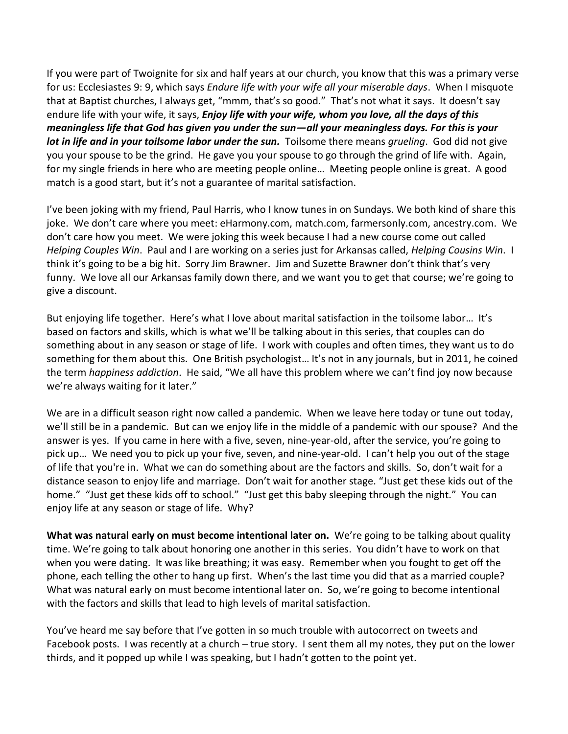If you were part of Twoignite for six and half years at our church, you know that this was a primary verse for us: Ecclesiastes 9: 9, which says *Endure life with your wife all your miserable days*. When I misquote that at Baptist churches, I always get, "mmm, that's so good." That's not what it says. It doesn't say endure life with your wife, it says, ***Enjoy life with your wife, whom you love, all the days of this meaningless life that God has given you under the sun—all your meaningless days. For this is your lot in life and in your toilsome labor under the sun.*** Toilsome there means *grueling*. God did not give you your spouse to be the grind. He gave you your spouse to go through the grind of life with. Again, for my single friends in here who are meeting people online… Meeting people online is great. A good match is a good start, but it's not a guarantee of marital satisfaction.

I've been joking with my friend, Paul Harris, who I know tunes in on Sundays. We both kind of share this joke. We don't care where you meet: eHarmony.com, match.com, farmersonly.com, ancestry.com. We don't care how you meet. We were joking this week because I had a new course come out called *Helping Couples Win*. Paul and I are working on a series just for Arkansas called, *Helping Cousins Win*. I think it's going to be a big hit. Sorry Jim Brawner. Jim and Suzette Brawner don't think that's very funny. We love all our Arkansas family down there, and we want you to get that course; we're going to give a discount.

But enjoying life together. Here's what I love about marital satisfaction in the toilsome labor… It's based on factors and skills, which is what we'll be talking about in this series, that couples can do something about in any season or stage of life. I work with couples and often times, they want us to do something for them about this. One British psychologist… It's not in any journals, but in 2011, he coined the term *happiness addiction*. He said, "We all have this problem where we can't find joy now because we're always waiting for it later."

We are in a difficult season right now called a pandemic. When we leave here today or tune out today, we'll still be in a pandemic. But can we enjoy life in the middle of a pandemic with our spouse? And the answer is yes. If you came in here with a five, seven, nine-year-old, after the service, you're going to pick up… We need you to pick up your five, seven, and nine-year-old. I can't help you out of the stage of life that you're in. What we can do something about are the factors and skills. So, don't wait for a distance season to enjoy life and marriage. Don't wait for another stage. "Just get these kids out of the home." "Just get these kids off to school." "Just get this baby sleeping through the night." You can enjoy life at any season or stage of life. Why?

**What was natural early on must become intentional later on.** We're going to be talking about quality time. We're going to talk about honoring one another in this series. You didn't have to work on that when you were dating. It was like breathing; it was easy. Remember when you fought to get off the phone, each telling the other to hang up first. When's the last time you did that as a married couple? What was natural early on must become intentional later on. So, we're going to become intentional with the factors and skills that lead to high levels of marital satisfaction.

You've heard me say before that I've gotten in so much trouble with autocorrect on tweets and Facebook posts. I was recently at a church – true story. I sent them all my notes, they put on the lower thirds, and it popped up while I was speaking, but I hadn't gotten to the point yet.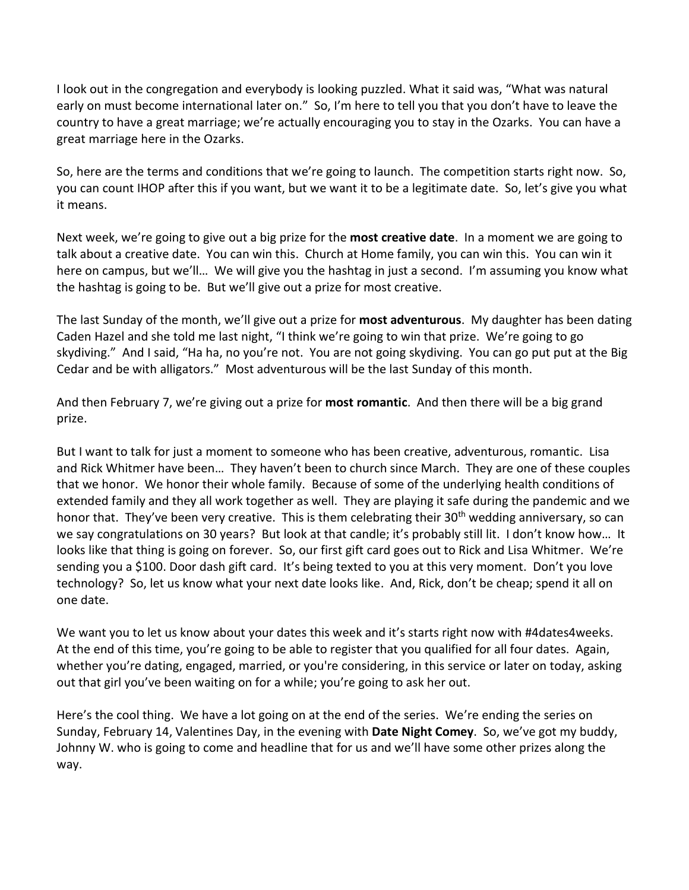I look out in the congregation and everybody is looking puzzled. What it said was, "What was natural early on must become international later on." So, I'm here to tell you that you don't have to leave the country to have a great marriage; we're actually encouraging you to stay in the Ozarks. You can have a great marriage here in the Ozarks.

So, here are the terms and conditions that we're going to launch. The competition starts right now. So, you can count IHOP after this if you want, but we want it to be a legitimate date. So, let's give you what it means.

Next week, we're going to give out a big prize for the **most creative date**. In a moment we are going to talk about a creative date. You can win this. Church at Home family, you can win this. You can win it here on campus, but we'll… We will give you the hashtag in just a second. I'm assuming you know what the hashtag is going to be. But we'll give out a prize for most creative.

The last Sunday of the month, we'll give out a prize for **most adventurous**. My daughter has been dating Caden Hazel and she told me last night, "I think we're going to win that prize. We're going to go skydiving." And I said, "Ha ha, no you're not. You are not going skydiving. You can go put put at the Big Cedar and be with alligators." Most adventurous will be the last Sunday of this month.

And then February 7, we're giving out a prize for **most romantic**. And then there will be a big grand prize.

But I want to talk for just a moment to someone who has been creative, adventurous, romantic. Lisa and Rick Whitmer have been… They haven't been to church since March. They are one of these couples that we honor. We honor their whole family. Because of some of the underlying health conditions of extended family and they all work together as well. They are playing it safe during the pandemic and we honor that. They've been very creative. This is them celebrating their 30th wedding anniversary, so can we say congratulations on 30 years? But look at that candle; it's probably still lit. I don't know how… It looks like that thing is going on forever. So, our first gift card goes out to Rick and Lisa Whitmer. We're sending you a $100. Door dash gift card. It's being texted to you at this very moment. Don't you love technology? So, let us know what your next date looks like. And, Rick, don't be cheap; spend it all on one date.

We want you to let us know about your dates this week and it's starts right now with #4dates4weeks. At the end of this time, you're going to be able to register that you qualified for all four dates. Again, whether you're dating, engaged, married, or you're considering, in this service or later on today, asking out that girl you've been waiting on for a while; you're going to ask her out.

Here's the cool thing. We have a lot going on at the end of the series. We're ending the series on Sunday, February 14, Valentines Day, in the evening with **Date Night Comey**. So, we've got my buddy, Johnny W. who is going to come and headline that for us and we'll have some other prizes along the way.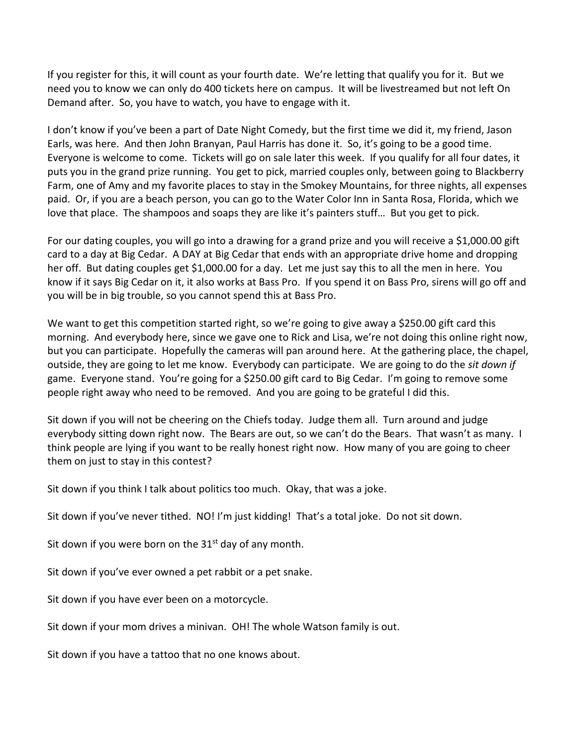If you register for this, it will count as your fourth date. We're letting that qualify you for it. But we need you to know we can only do 400 tickets here on campus. It will be livestreamed but not left On Demand after. So, you have to watch, you have to engage with it.

I don't know if you've been a part of Date Night Comedy, but the first time we did it, my friend, Jason Earls, was here. And then John Branyan, Paul Harris has done it. So, it's going to be a good time. Everyone is welcome to come. Tickets will go on sale later this week. If you qualify for all four dates, it puts you in the grand prize running. You get to pick, married couples only, between going to Blackberry Farm, one of Amy and my favorite places to stay in the Smokey Mountains, for three nights, all expenses paid. Or, if you are a beach person, you can go to the Water Color Inn in Santa Rosa, Florida, which we love that place. The shampoos and soaps they are like it's painters stuff… But you get to pick.

For our dating couples, you will go into a drawing for a grand prize and you will receive a $1,000.00 gift card to a day at Big Cedar. A DAY at Big Cedar that ends with an appropriate drive home and dropping her off. But dating couples get $1,000.00 for a day. Let me just say this to all the men in here. You know if it says Big Cedar on it, it also works at Bass Pro. If you spend it on Bass Pro, sirens will go off and you will be in big trouble, so you cannot spend this at Bass Pro.

We want to get this competition started right, so we're going to give away a $250.00 gift card this morning. And everybody here, since we gave one to Rick and Lisa, we're not doing this online right now, but you can participate. Hopefully the cameras will pan around here. At the gathering place, the chapel, outside, they are going to let me know. Everybody can participate. We are going to do the *sit down if* game. Everyone stand. You're going for a $250.00 gift card to Big Cedar. I'm going to remove some people right away who need to be removed. And you are going to be grateful I did this.

Sit down if you will not be cheering on the Chiefs today. Judge them all. Turn around and judge everybody sitting down right now. The Bears are out, so we can't do the Bears. That wasn't as many. I think people are lying if you want to be really honest right now. How many of you are going to cheer them on just to stay in this contest?

Sit down if you think I talk about politics too much. Okay, that was a joke.

Sit down if you've never tithed. NO! I'm just kidding! That's a total joke. Do not sit down.

Sit down if you were born on the 31st day of any month.

Sit down if you've ever owned a pet rabbit or a pet snake.

Sit down if you have ever been on a motorcycle.

Sit down if your mom drives a minivan. OH! The whole Watson family is out.

Sit down if you have a tattoo that no one knows about.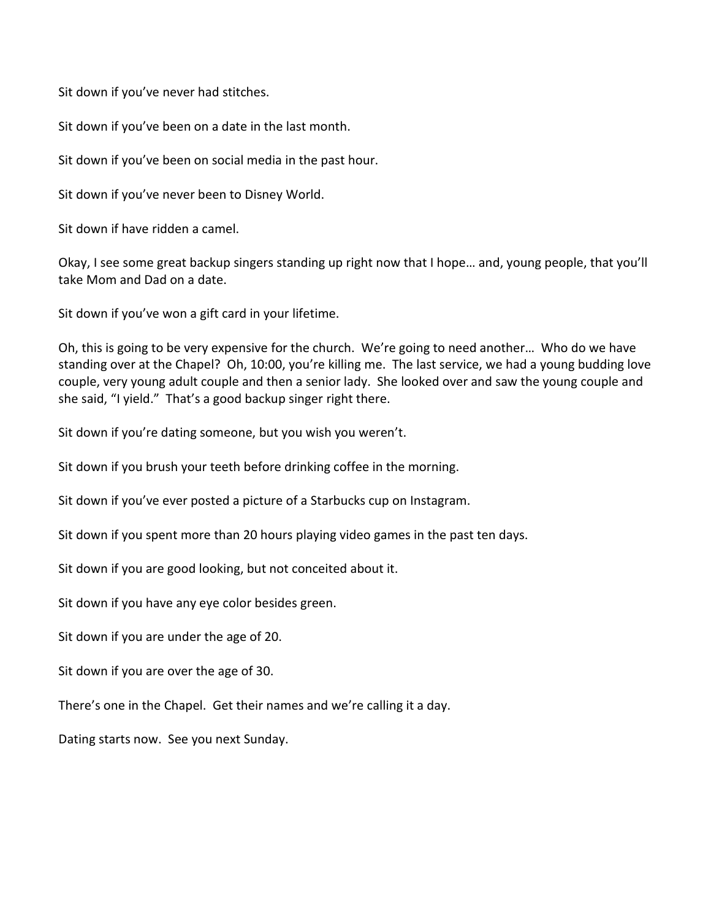Sit down if you've never had stitches.

Sit down if you've been on a date in the last month.

Sit down if you've been on social media in the past hour.

Sit down if you've never been to Disney World.

Sit down if have ridden a camel.

Okay, I see some great backup singers standing up right now that I hope… and, young people, that you'll take Mom and Dad on a date.

Sit down if you've won a gift card in your lifetime.

Oh, this is going to be very expensive for the church. We're going to need another… Who do we have standing over at the Chapel? Oh, 10:00, you're killing me. The last service, we had a young budding love couple, very young adult couple and then a senior lady. She looked over and saw the young couple and she said, "I yield." That's a good backup singer right there.

Sit down if you're dating someone, but you wish you weren't.

Sit down if you brush your teeth before drinking coffee in the morning.

Sit down if you've ever posted a picture of a Starbucks cup on Instagram.

Sit down if you spent more than 20 hours playing video games in the past ten days.

Sit down if you are good looking, but not conceited about it.

Sit down if you have any eye color besides green.

Sit down if you are under the age of 20.

Sit down if you are over the age of 30.

There's one in the Chapel. Get their names and we're calling it a day.

Dating starts now. See you next Sunday.